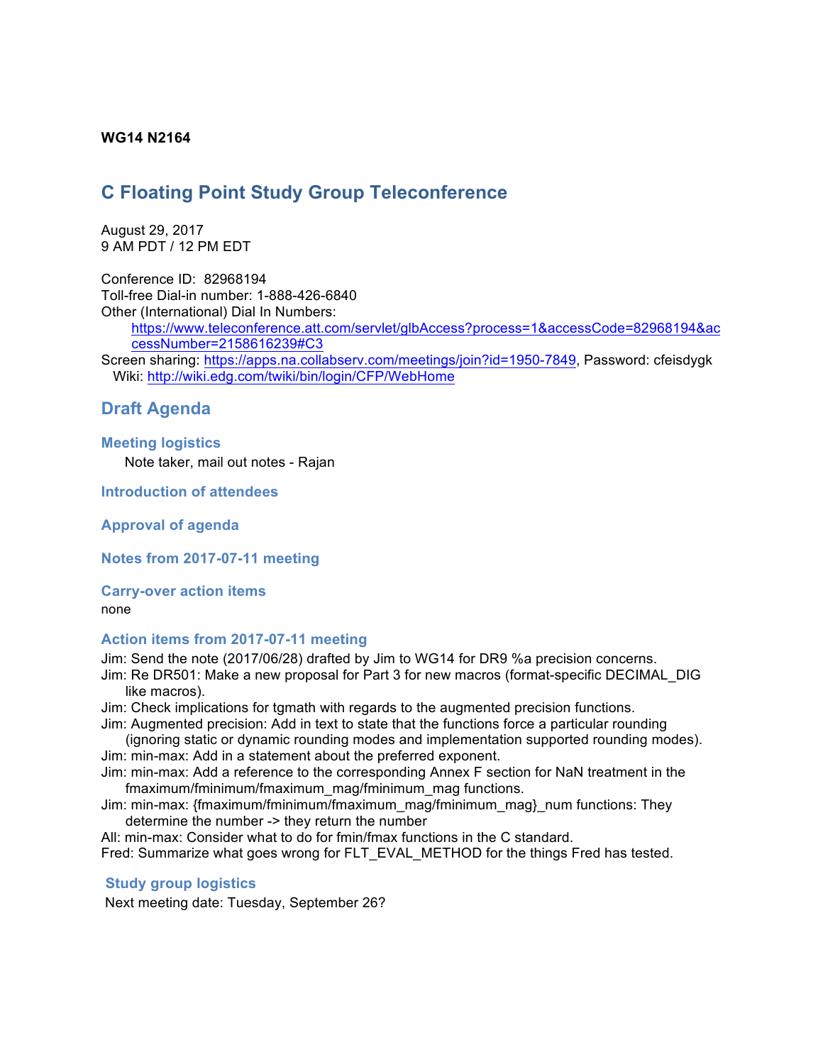**WG14 N2164**

# C Floating Point Study Group Teleconference

August 29, 2017
9 AM PDT / 12 PM EDT

Conference ID: 82968194
Toll-free Dial-in number: 1-888-426-6840
Other (International) Dial In Numbers:
https://www.teleconference.att.com/servlet/glbAccess?process=1&accessCode=82968194&accessNumber=2158616239#C3
Screen sharing: https://apps.na.collabserv.com/meetings/join?id=1950-7849, Password: cfeisdygk
Wiki: http://wiki.edg.com/twiki/bin/login/CFP/WebHome

## Draft Agenda

### Meeting logistics

Note taker, mail out notes - Rajan

### Introduction of attendees

### Approval of agenda

### Notes from 2017-07-11 meeting

### Carry-over action items

none

### Action items from 2017-07-11 meeting

Jim: Send the note (2017/06/28) drafted by Jim to WG14 for DR9 %a precision concerns.
Jim: Re DR501: Make a new proposal for Part 3 for new macros (format-specific DECIMAL_DIG like macros).
Jim: Check implications for tgmath with regards to the augmented precision functions.
Jim: Augmented precision: Add in text to state that the functions force a particular rounding (ignoring static or dynamic rounding modes and implementation supported rounding modes).
Jim: min-max: Add in a statement about the preferred exponent.
Jim: min-max: Add a reference to the corresponding Annex F section for NaN treatment in the fmaximum/fminimum/fmaximum_mag/fminimum_mag functions.
Jim: min-max: {fmaximum/fminimum/fmaximum_mag/fminimum_mag}_num functions: They determine the number -> they return the number
All: min-max: Consider what to do for fmin/fmax functions in the C standard.
Fred: Summarize what goes wrong for FLT_EVAL_METHOD for the things Fred has tested.

### Study group logistics

Next meeting date: Tuesday, September 26?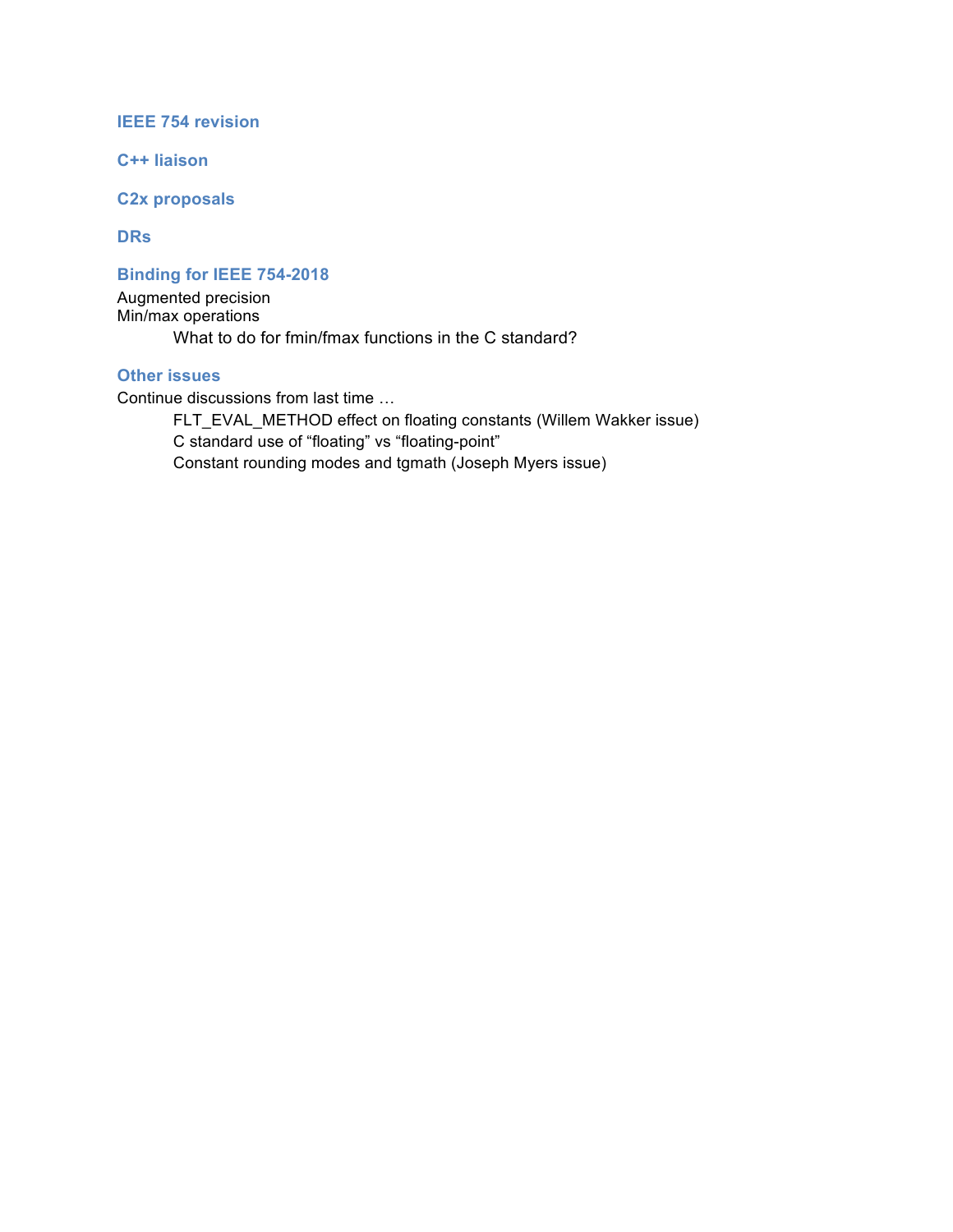### IEEE 754 revision

### C++ liaison

### C2x proposals

### DRs

### Binding for IEEE 754-2018

Augmented precision
Min/max operations

- What to do for fmin/fmax functions in the C standard?

### Other issues

Continue discussions from last time …

- FLT_EVAL_METHOD effect on floating constants (Willem Wakker issue)
- C standard use of “floating” vs “floating-point”
- Constant rounding modes and tgmath (Joseph Myers issue)